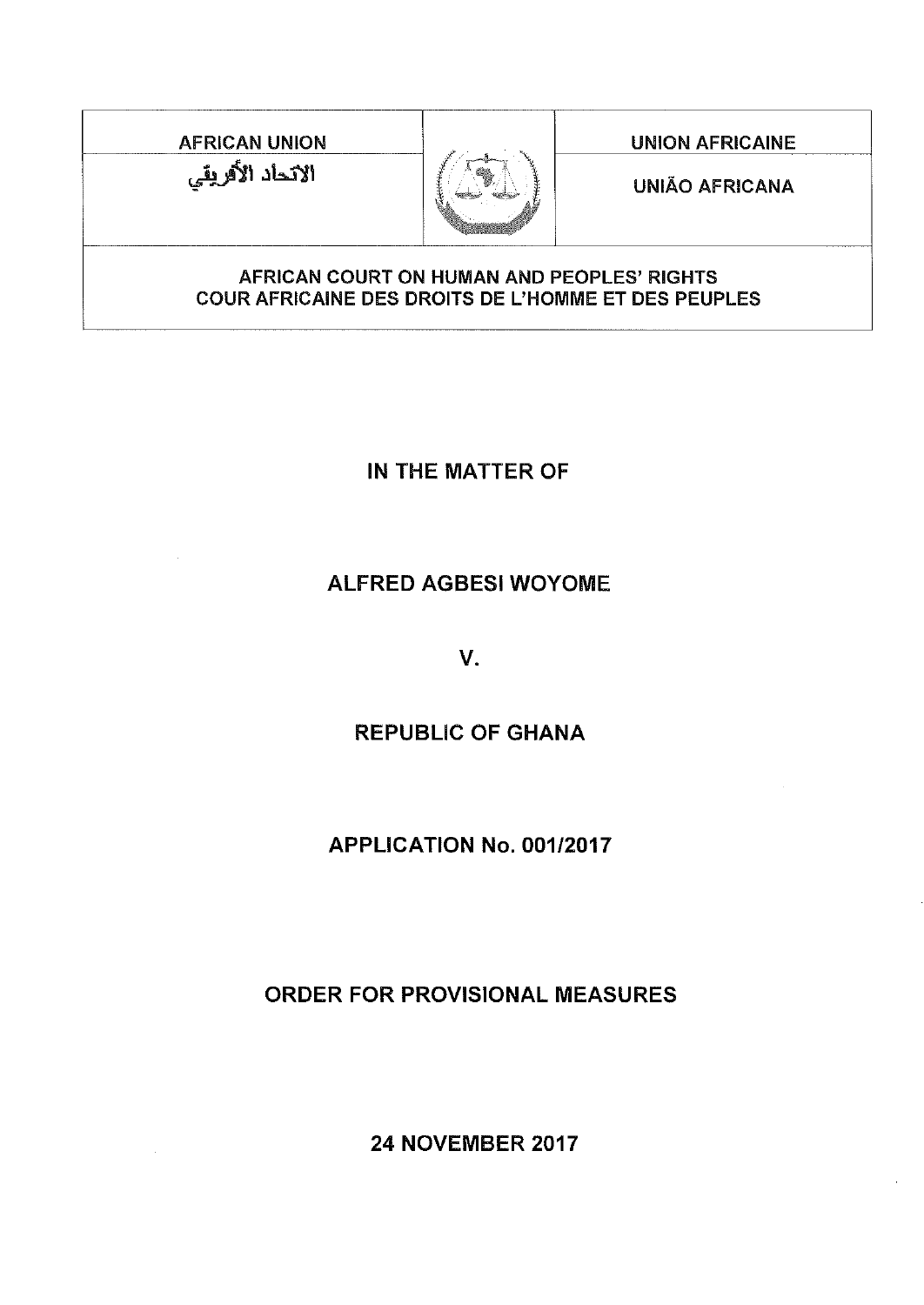| AFRICAN UNION | | UNION AFRICAINE |
| --- | --- | --- |
| الاتحاد الأفريقي | | UNIÃO AFRICANA |

AFRICAN COURT ON HUMAN AND PEOPLES' RIGHTS
COUR AFRICAINE DES DROITS DE L'HOMME ET DES PEUPLES

**IN THE MATTER OF**

**ALFRED AGBESI WOYOME**

**V.**

**REPUBLIC OF GHANA**

**APPLICATION No. 001/2017**

**ORDER FOR PROVISIONAL MEASURES**

**24 NOVEMBER 2017**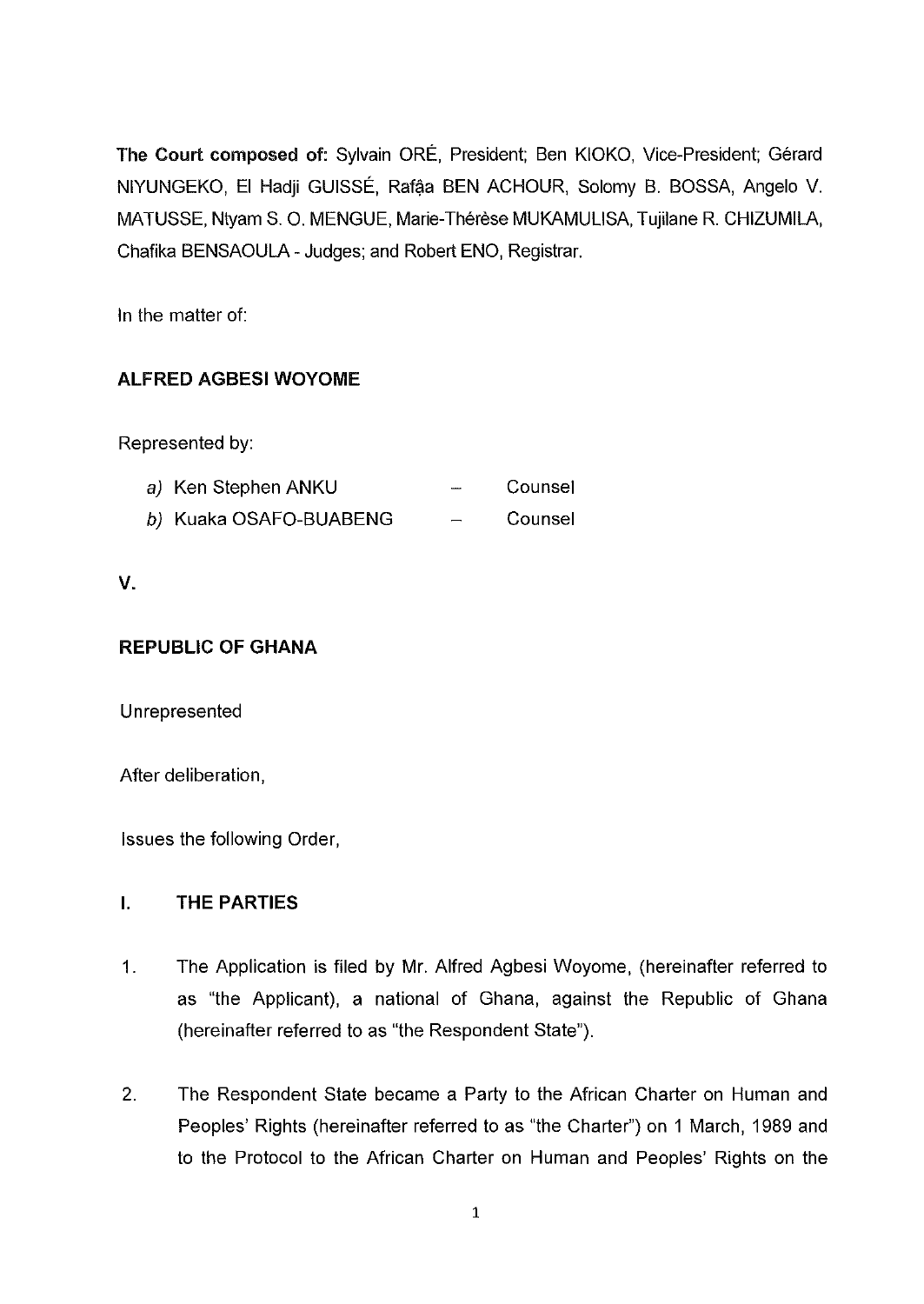**The Court composed of:** Sylvain ORÉ, President; Ben KIOKO, Vice-President; Gérard NIYUNGEKO, El Hadji GUISSÉ, Rafâa BEN ACHOUR, Solomy B. BOSSA, Angelo V. MATUSSE, Ntyam S. O. MENGUE, Marie-Thérèse MUKAMULISA, Tujilane R. CHIZUMILA, Chafika BENSAOULA - Judges; and Robert ENO, Registrar.

In the matter of:

**ALFRED AGBESI WOYOME**

Represented by:

*a)* Ken Stephen ANKU – Counsel

*b)* Kuaka OSAFO-BUABENG – Counsel

**V.**

**REPUBLIC OF GHANA**

Unrepresented

After deliberation,

Issues the following Order,

## I. THE PARTIES

1. The Application is filed by Mr. Alfred Agbesi Woyome, (hereinafter referred to as "the Applicant), a national of Ghana, against the Republic of Ghana (hereinafter referred to as "the Respondent State").

2. The Respondent State became a Party to the African Charter on Human and Peoples' Rights (hereinafter referred to as "the Charter") on 1 March, 1989 and to the Protocol to the African Charter on Human and Peoples' Rights on the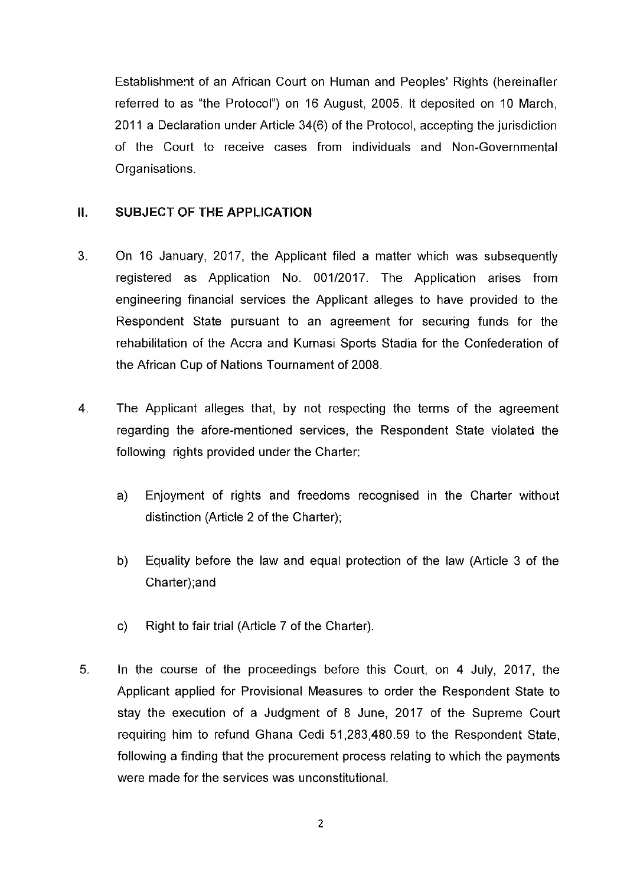Establishment of an African Court on Human and Peoples' Rights (hereinafter referred to as "the Protocol") on 16 August, 2005. It deposited on 10 March, 2011 a Declaration under Article 34(6) of the Protocol, accepting the jurisdiction of the Court to receive cases from individuals and Non-Governmental Organisations.

## II. SUBJECT OF THE APPLICATION

3. On 16 January, 2017, the Applicant filed a matter which was subsequently registered as Application No. 001/2017. The Application arises from engineering financial services the Applicant alleges to have provided to the Respondent State pursuant to an agreement for securing funds for the rehabilitation of the Accra and Kumasi Sports Stadia for the Confederation of the African Cup of Nations Tournament of 2008.

4. The Applicant alleges that, by not respecting the terms of the agreement regarding the afore-mentioned services, the Respondent State violated the following rights provided under the Charter:

   a) Enjoyment of rights and freedoms recognised in the Charter without distinction (Article 2 of the Charter);

   b) Equality before the law and equal protection of the law (Article 3 of the Charter);and

   c) Right to fair trial (Article 7 of the Charter).

5. In the course of the proceedings before this Court, on 4 July, 2017, the Applicant applied for Provisional Measures to order the Respondent State to stay the execution of a Judgment of 8 June, 2017 of the Supreme Court requiring him to refund Ghana Cedi 51,283,480.59 to the Respondent State, following a finding that the procurement process relating to which the payments were made for the services was unconstitutional.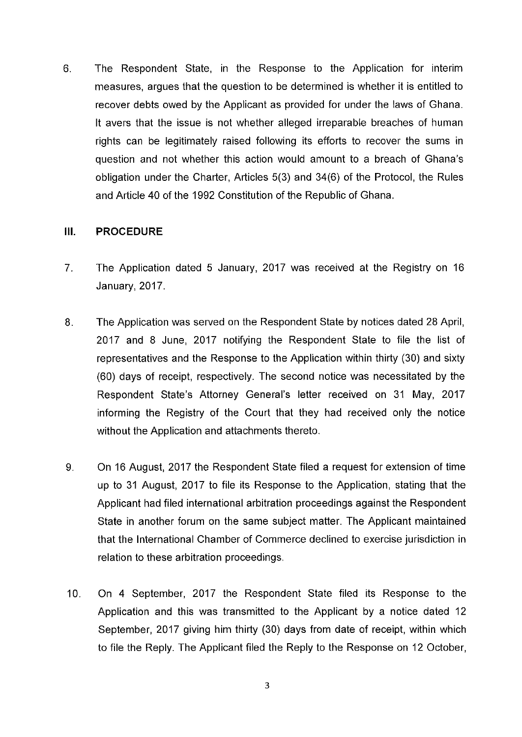6. The Respondent State, in the Response to the Application for interim measures, argues that the question to be determined is whether it is entitled to recover debts owed by the Applicant as provided for under the laws of Ghana. It avers that the issue is not whether alleged irreparable breaches of human rights can be legitimately raised following its efforts to recover the sums in question and not whether this action would amount to a breach of Ghana's obligation under the Charter, Articles 5(3) and 34(6) of the Protocol, the Rules and Article 40 of the 1992 Constitution of the Republic of Ghana.

## III. PROCEDURE

7. The Application dated 5 January, 2017 was received at the Registry on 16 January, 2017.

8. The Application was served on the Respondent State by notices dated 28 April, 2017 and 8 June, 2017 notifying the Respondent State to file the list of representatives and the Response to the Application within thirty (30) and sixty (60) days of receipt, respectively. The second notice was necessitated by the Respondent State's Attorney General's letter received on 31 May, 2017 informing the Registry of the Court that they had received only the notice without the Application and attachments thereto.

9. On 16 August, 2017 the Respondent State filed a request for extension of time up to 31 August, 2017 to file its Response to the Application, stating that the Applicant had filed international arbitration proceedings against the Respondent State in another forum on the same subject matter. The Applicant maintained that the International Chamber of Commerce declined to exercise jurisdiction in relation to these arbitration proceedings.

10. On 4 September, 2017 the Respondent State filed its Response to the Application and this was transmitted to the Applicant by a notice dated 12 September, 2017 giving him thirty (30) days from date of receipt, within which to file the Reply. The Applicant filed the Reply to the Response on 12 October,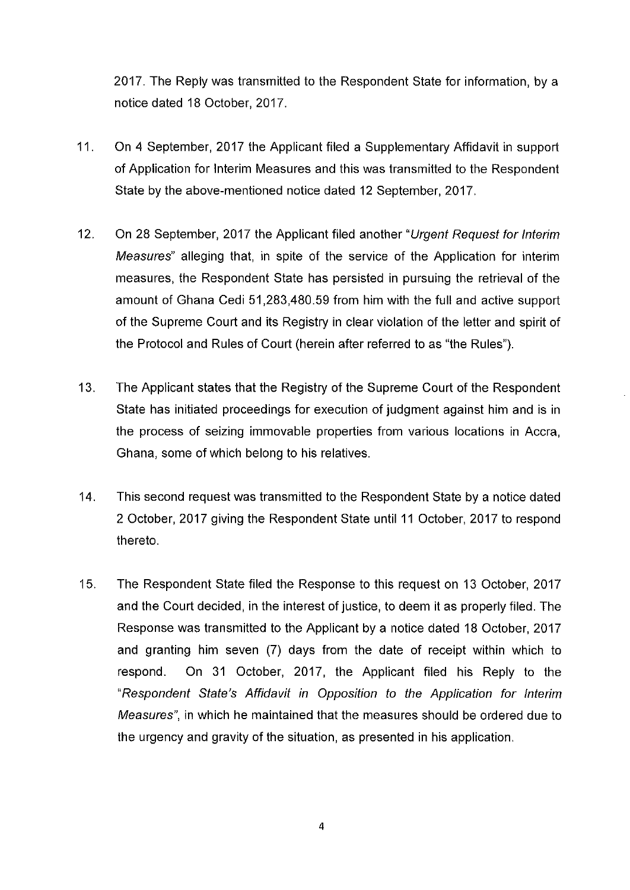2017. The Reply was transmitted to the Respondent State for information, by a notice dated 18 October, 2017.

11. On 4 September, 2017 the Applicant filed a Supplementary Affidavit in support of Application for Interim Measures and this was transmitted to the Respondent State by the above-mentioned notice dated 12 September, 2017.

12. On 28 September, 2017 the Applicant filed another "*Urgent Request for Interim Measures*" alleging that, in spite of the service of the Application for interim measures, the Respondent State has persisted in pursuing the retrieval of the amount of Ghana Cedi 51,283,480.59 from him with the full and active support of the Supreme Court and its Registry in clear violation of the letter and spirit of the Protocol and Rules of Court (herein after referred to as "the Rules").

13. The Applicant states that the Registry of the Supreme Court of the Respondent State has initiated proceedings for execution of judgment against him and is in the process of seizing immovable properties from various locations in Accra, Ghana, some of which belong to his relatives.

14. This second request was transmitted to the Respondent State by a notice dated 2 October, 2017 giving the Respondent State until 11 October, 2017 to respond thereto.

15. The Respondent State filed the Response to this request on 13 October, 2017 and the Court decided, in the interest of justice, to deem it as properly filed. The Response was transmitted to the Applicant by a notice dated 18 October, 2017 and granting him seven (7) days from the date of receipt within which to respond. On 31 October, 2017, the Applicant filed his Reply to the "*Respondent State's Affidavit in Opposition to the Application for Interim Measures*", in which he maintained that the measures should be ordered due to the urgency and gravity of the situation, as presented in his application.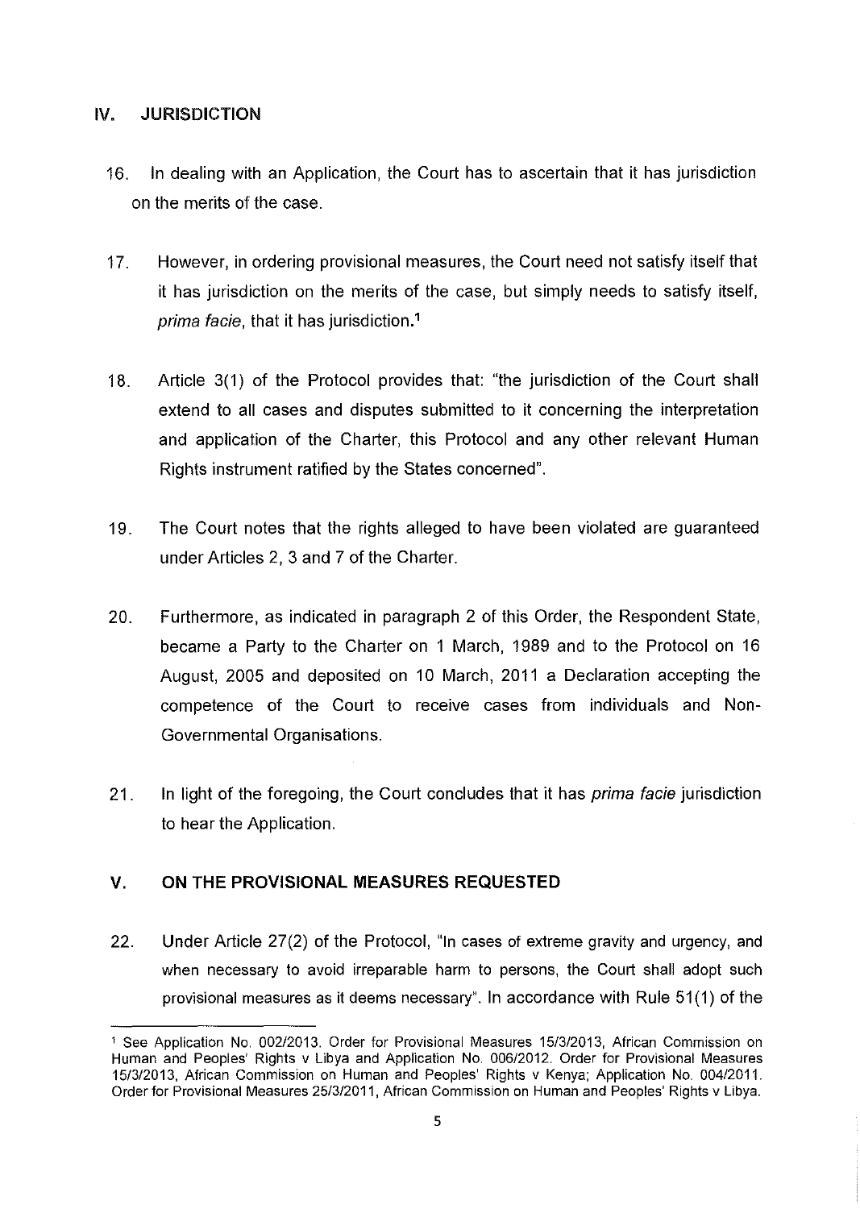## IV. JURISDICTION

16. In dealing with an Application, the Court has to ascertain that it has jurisdiction on the merits of the case.

17. However, in ordering provisional measures, the Court need not satisfy itself that it has jurisdiction on the merits of the case, but simply needs to satisfy itself, *prima facie*, that it has jurisdiction.[1]

18. Article 3(1) of the Protocol provides that: "the jurisdiction of the Court shall extend to all cases and disputes submitted to it concerning the interpretation and application of the Charter, this Protocol and any other relevant Human Rights instrument ratified by the States concerned".

19. The Court notes that the rights alleged to have been violated are guaranteed under Articles 2, 3 and 7 of the Charter.

20. Furthermore, as indicated in paragraph 2 of this Order, the Respondent State, became a Party to the Charter on 1 March, 1989 and to the Protocol on 16 August, 2005 and deposited on 10 March, 2011 a Declaration accepting the competence of the Court to receive cases from individuals and Non-Governmental Organisations.

21. In light of the foregoing, the Court concludes that it has *prima facie* jurisdiction to hear the Application.

## V. ON THE PROVISIONAL MEASURES REQUESTED

22. Under Article 27(2) of the Protocol, "In cases of extreme gravity and urgency, and when necessary to avoid irreparable harm to persons, the Court shall adopt such provisional measures as it deems necessary". In accordance with Rule 51(1) of the

---

[1] See Application No. 002/2013. Order for Provisional Measures 15/3/2013, African Commission on Human and Peoples' Rights v Libya and Application No. 006/2012. Order for Provisional Measures 15/3/2013, African Commission on Human and Peoples' Rights v Kenya; Application No. 004/2011. Order for Provisional Measures 25/3/2011, African Commission on Human and Peoples' Rights v Libya.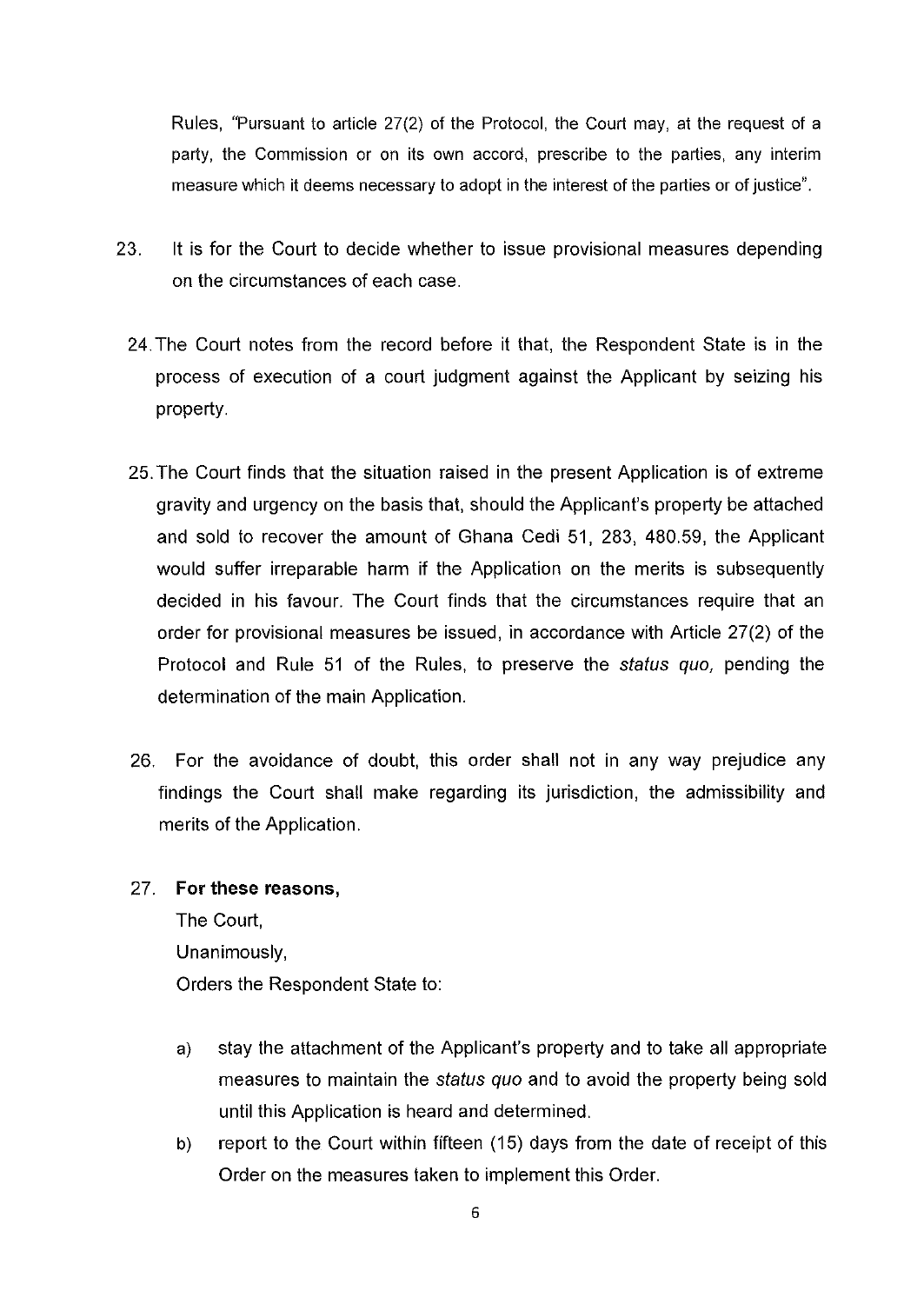Rules, "Pursuant to article 27(2) of the Protocol, the Court may, at the request of a party, the Commission or on its own accord, prescribe to the parties, any interim measure which it deems necessary to adopt in the interest of the parties or of justice".

23. It is for the Court to decide whether to issue provisional measures depending on the circumstances of each case.

24. The Court notes from the record before it that, the Respondent State is in the process of execution of a court judgment against the Applicant by seizing his property.

25. The Court finds that the situation raised in the present Application is of extreme gravity and urgency on the basis that, should the Applicant's property be attached and sold to recover the amount of Ghana Cedi 51, 283, 480.59, the Applicant would suffer irreparable harm if the Application on the merits is subsequently decided in his favour. The Court finds that the circumstances require that an order for provisional measures be issued, in accordance with Article 27(2) of the Protocol and Rule 51 of the Rules, to preserve the *status quo,* pending the determination of the main Application.

26. For the avoidance of doubt, this order shall not in any way prejudice any findings the Court shall make regarding its jurisdiction, the admissibility and merits of the Application.

27. **For these reasons,**

The Court,

Unanimously,

Orders the Respondent State to:

a) stay the attachment of the Applicant's property and to take all appropriate measures to maintain the *status quo* and to avoid the property being sold until this Application is heard and determined.

b) report to the Court within fifteen (15) days from the date of receipt of this Order on the measures taken to implement this Order.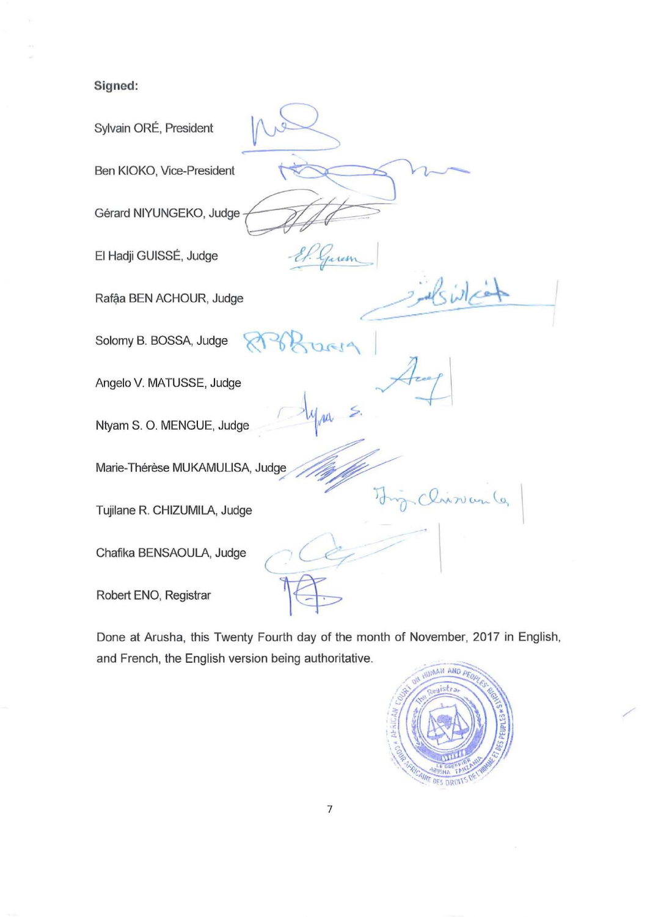**Signed:**

Sylvain ORÉ, President

Ben KIOKO, Vice-President

Gérard NIYUNGEKO, Judge

El Hadji GUISSÉ, Judge

Rafâa BEN ACHOUR, Judge

Solomy B. BOSSA, Judge

Angelo V. MATUSSE, Judge

Ntyam S. O. MENGUE, Judge

Marie-Thérèse MUKAMULISA, Judge

Tujilane R. CHIZUMILA, Judge

Chafika BENSAOULA, Judge

Robert ENO, Registrar

Done at Arusha, this Twenty Fourth day of the month of November, 2017 in English, and French, the English version being authoritative.